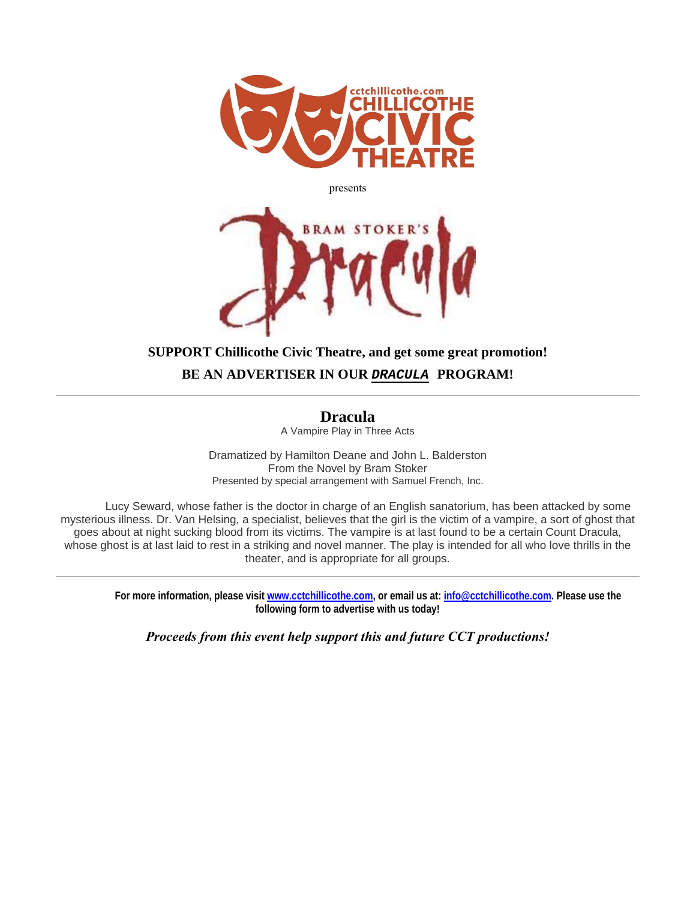cctchillicothe.com
CHILLICOTHE
CIVIC
THEATRE

presents

BRAM STOKER'S
Dracula

**SUPPORT Chillicothe Civic Theatre, and get some great promotion!**

**BE AN ADVERTISER IN OUR *DRACULA* PROGRAM!**

---

## Dracula

A Vampire Play in Three Acts

Dramatized by Hamilton Deane and John L. Balderston
From the Novel by Bram Stoker
Presented by special arrangement with Samuel French, Inc.

Lucy Seward, whose father is the doctor in charge of an English sanatorium, has been attacked by some mysterious illness. Dr. Van Helsing, a specialist, believes that the girl is the victim of a vampire, a sort of ghost that goes about at night sucking blood from its victims. The vampire is at last found to be a certain Count Dracula, whose ghost is at last laid to rest in a striking and novel manner. The play is intended for all who love thrills in the theater, and is appropriate for all groups.

---

**For more information, please visit www.cctchillicothe.com, or email us at: info@cctchillicothe.com. Please use the following form to advertise with us today!**

***Proceeds from this event help support this and future CCT productions!***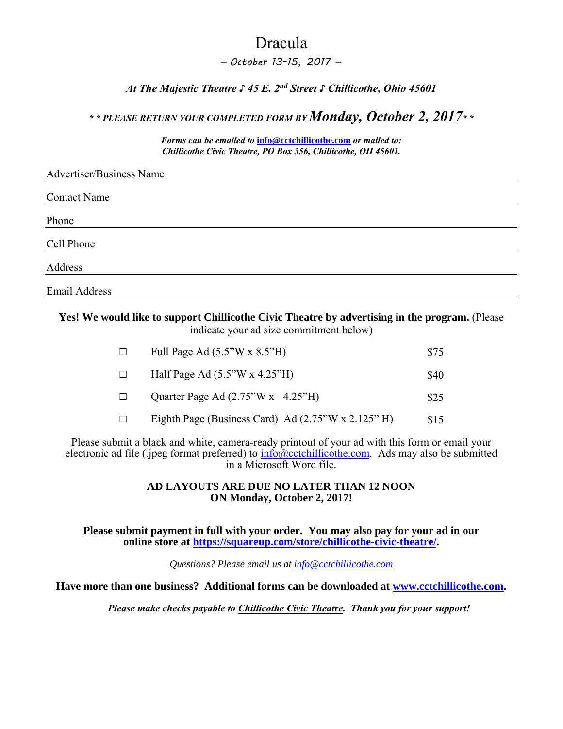# Dracula

*– October 13-15, 2017 –*

***At The Majestic Theatre ♪ 45 E. 2nd Street ♪ Chillicothe, Ohio 45601***

***\* \* PLEASE RETURN YOUR COMPLETED FORM BY Monday, October 2, 2017\* \****

***Forms can be emailed to info@cctchillicothe.com or mailed to: Chillicothe Civic Theatre, PO Box 356, Chillicothe, OH 45601.***

Advertiser/Business Name \_\_\_\_\_\_\_\_\_\_\_\_\_\_\_\_\_\_\_\_\_\_\_\_\_\_\_\_\_\_\_\_\_\_\_\_\_\_\_\_

Contact Name \_\_\_\_\_\_\_\_\_\_\_\_\_\_\_\_\_\_\_\_\_\_\_\_\_\_\_\_\_\_\_\_\_\_\_\_\_\_\_\_

Phone \_\_\_\_\_\_\_\_\_\_\_\_\_\_\_\_\_\_\_\_\_\_\_\_\_\_\_\_\_\_\_\_\_\_\_\_\_\_\_\_

Cell Phone \_\_\_\_\_\_\_\_\_\_\_\_\_\_\_\_\_\_\_\_\_\_\_\_\_\_\_\_\_\_\_\_\_\_\_\_\_\_\_\_

Address \_\_\_\_\_\_\_\_\_\_\_\_\_\_\_\_\_\_\_\_\_\_\_\_\_\_\_\_\_\_\_\_\_\_\_\_\_\_\_\_

Email Address \_\_\_\_\_\_\_\_\_\_\_\_\_\_\_\_\_\_\_\_\_\_\_\_\_\_\_\_\_\_\_\_\_\_\_\_\_\_\_\_

**Yes! We would like to support Chillicothe Civic Theatre by advertising in the program.** (Please indicate your ad size commitment below)

| | | |
|---|---|---|
| ☐ | Full Page Ad (5.5"W x 8.5"H) | $75 |
| ☐ | Half Page Ad (5.5"W x 4.25"H) | $40 |
| ☐ | Quarter Page Ad (2.75"W x 4.25"H) | $25 |
| ☐ | Eighth Page (Business Card) Ad (2.75"W x 2.125" H) | $15 |

Please submit a black and white, camera-ready printout of your ad with this form or email your electronic ad file (.jpeg format preferred) to info@cctchillicothe.com. Ads may also be submitted in a Microsoft Word file.

**AD LAYOUTS ARE DUE NO LATER THAN 12 NOON ON Monday, October 2, 2017!**

**Please submit payment in full with your order. You may also pay for your ad in our online store at https://squareup.com/store/chillicothe-civic-theatre/.**

*Questions? Please email us at info@cctchillicothe.com*

**Have more than one business? Additional forms can be downloaded at www.cctchillicothe.com.**

***Please make checks payable to Chillicothe Civic Theatre. Thank you for your support!***